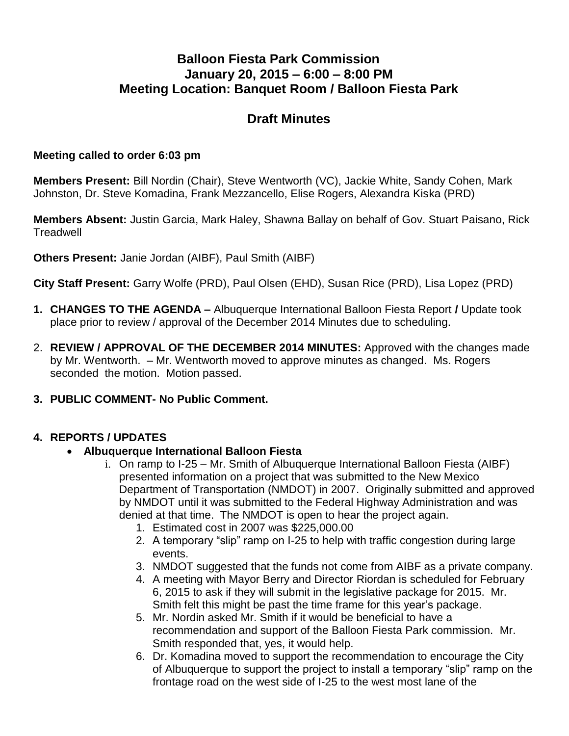# Balloon Fiesta Park Commission
## January 20, 2015 – 6:00 – 8:00 PM
## Meeting Location: Banquet Room / Balloon Fiesta Park

## Draft Minutes

**Meeting called to order 6:03 pm**

**Members Present:** Bill Nordin (Chair), Steve Wentworth (VC), Jackie White, Sandy Cohen, Mark Johnston, Dr. Steve Komadina, Frank Mezzancello, Elise Rogers, Alexandra Kiska (PRD)

**Members Absent:** Justin Garcia, Mark Haley, Shawna Ballay on behalf of Gov. Stuart Paisano, Rick Treadwell

**Others Present:** Janie Jordan (AIBF), Paul Smith (AIBF)

**City Staff Present:** Garry Wolfe (PRD), Paul Olsen (EHD), Susan Rice (PRD), Lisa Lopez (PRD)

1. **CHANGES TO THE AGENDA –** Albuquerque International Balloon Fiesta Report **/** Update took place prior to review / approval of the December 2014 Minutes due to scheduling.
2. **REVIEW / APPROVAL OF THE DECEMBER 2014 MINUTES:** Approved with the changes made by Mr. Wentworth. – Mr. Wentworth moved to approve minutes as changed. Ms. Rogers seconded the motion. Motion passed.
3. **PUBLIC COMMENT- No Public Comment.**
4. **REPORTS / UPDATES**
   - **Albuquerque International Balloon Fiesta**
     i. On ramp to I-25 – Mr. Smith of Albuquerque International Balloon Fiesta (AIBF) presented information on a project that was submitted to the New Mexico Department of Transportation (NMDOT) in 2007. Originally submitted and approved by NMDOT until it was submitted to the Federal Highway Administration and was denied at that time. The NMDOT is open to hear the project again.
        1. Estimated cost in 2007 was $225,000.00
        2. A temporary "slip" ramp on I-25 to help with traffic congestion during large events.
        3. NMDOT suggested that the funds not come from AIBF as a private company.
        4. A meeting with Mayor Berry and Director Riordan is scheduled for February 6, 2015 to ask if they will submit in the legislative package for 2015. Mr. Smith felt this might be past the time frame for this year's package.
        5. Mr. Nordin asked Mr. Smith if it would be beneficial to have a recommendation and support of the Balloon Fiesta Park commission. Mr. Smith responded that, yes, it would help.
        6. Dr. Komadina moved to support the recommendation to encourage the City of Albuquerque to support the project to install a temporary "slip" ramp on the frontage road on the west side of I-25 to the west most lane of the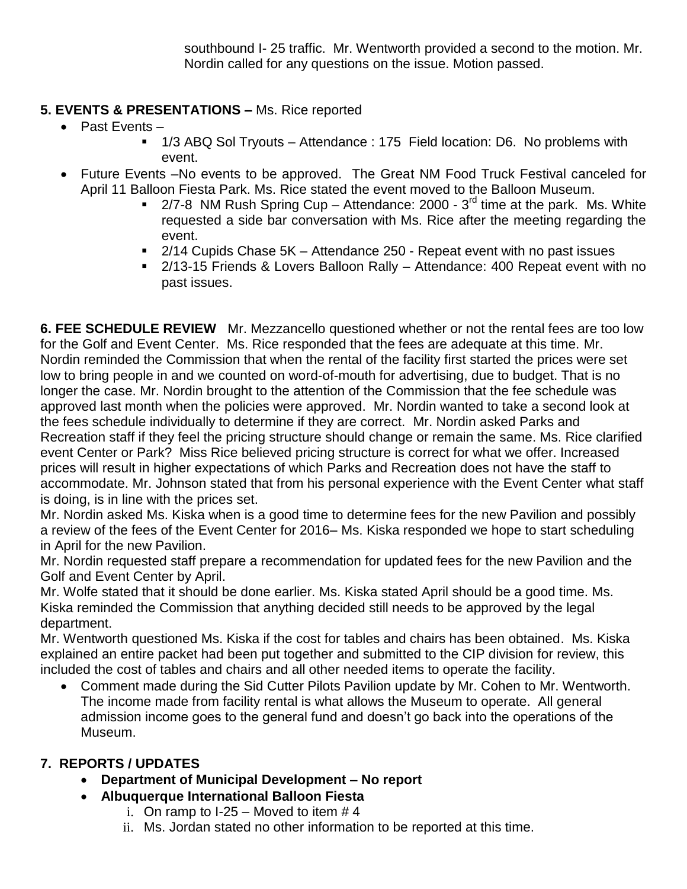southbound I- 25 traffic. Mr. Wentworth provided a second to the motion. Mr. Nordin called for any questions on the issue. Motion passed.

**5. EVENTS & PRESENTATIONS –** Ms. Rice reported

- Past Events –
  - 1/3 ABQ Sol Tryouts – Attendance : 175 Field location: D6. No problems with event.
- Future Events –No events to be approved. The Great NM Food Truck Festival canceled for April 11 Balloon Fiesta Park. Ms. Rice stated the event moved to the Balloon Museum.
  - 2/7-8 NM Rush Spring Cup – Attendance: 2000 - 3rd time at the park. Ms. White requested a side bar conversation with Ms. Rice after the meeting regarding the event.
  - 2/14 Cupids Chase 5K – Attendance 250 - Repeat event with no past issues
  - 2/13-15 Friends & Lovers Balloon Rally – Attendance: 400 Repeat event with no past issues.

**6. FEE SCHEDULE REVIEW** Mr. Mezzancello questioned whether or not the rental fees are too low for the Golf and Event Center. Ms. Rice responded that the fees are adequate at this time. Mr. Nordin reminded the Commission that when the rental of the facility first started the prices were set low to bring people in and we counted on word-of-mouth for advertising, due to budget. That is no longer the case. Mr. Nordin brought to the attention of the Commission that the fee schedule was approved last month when the policies were approved. Mr. Nordin wanted to take a second look at the fees schedule individually to determine if they are correct. Mr. Nordin asked Parks and Recreation staff if they feel the pricing structure should change or remain the same. Ms. Rice clarified event Center or Park? Miss Rice believed pricing structure is correct for what we offer. Increased prices will result in higher expectations of which Parks and Recreation does not have the staff to accommodate. Mr. Johnson stated that from his personal experience with the Event Center what staff is doing, is in line with the prices set.

Mr. Nordin asked Ms. Kiska when is a good time to determine fees for the new Pavilion and possibly a review of the fees of the Event Center for 2016– Ms. Kiska responded we hope to start scheduling in April for the new Pavilion.

Mr. Nordin requested staff prepare a recommendation for updated fees for the new Pavilion and the Golf and Event Center by April.

Mr. Wolfe stated that it should be done earlier. Ms. Kiska stated April should be a good time. Ms. Kiska reminded the Commission that anything decided still needs to be approved by the legal department.

Mr. Wentworth questioned Ms. Kiska if the cost for tables and chairs has been obtained. Ms. Kiska explained an entire packet had been put together and submitted to the CIP division for review, this included the cost of tables and chairs and all other needed items to operate the facility.

- Comment made during the Sid Cutter Pilots Pavilion update by Mr. Cohen to Mr. Wentworth. The income made from facility rental is what allows the Museum to operate. All general admission income goes to the general fund and doesn't go back into the operations of the Museum.

**7. REPORTS / UPDATES**

- **Department of Municipal Development – No report**
- **Albuquerque International Balloon Fiesta**
  1. On ramp to I-25 – Moved to item # 4
  2. Ms. Jordan stated no other information to be reported at this time.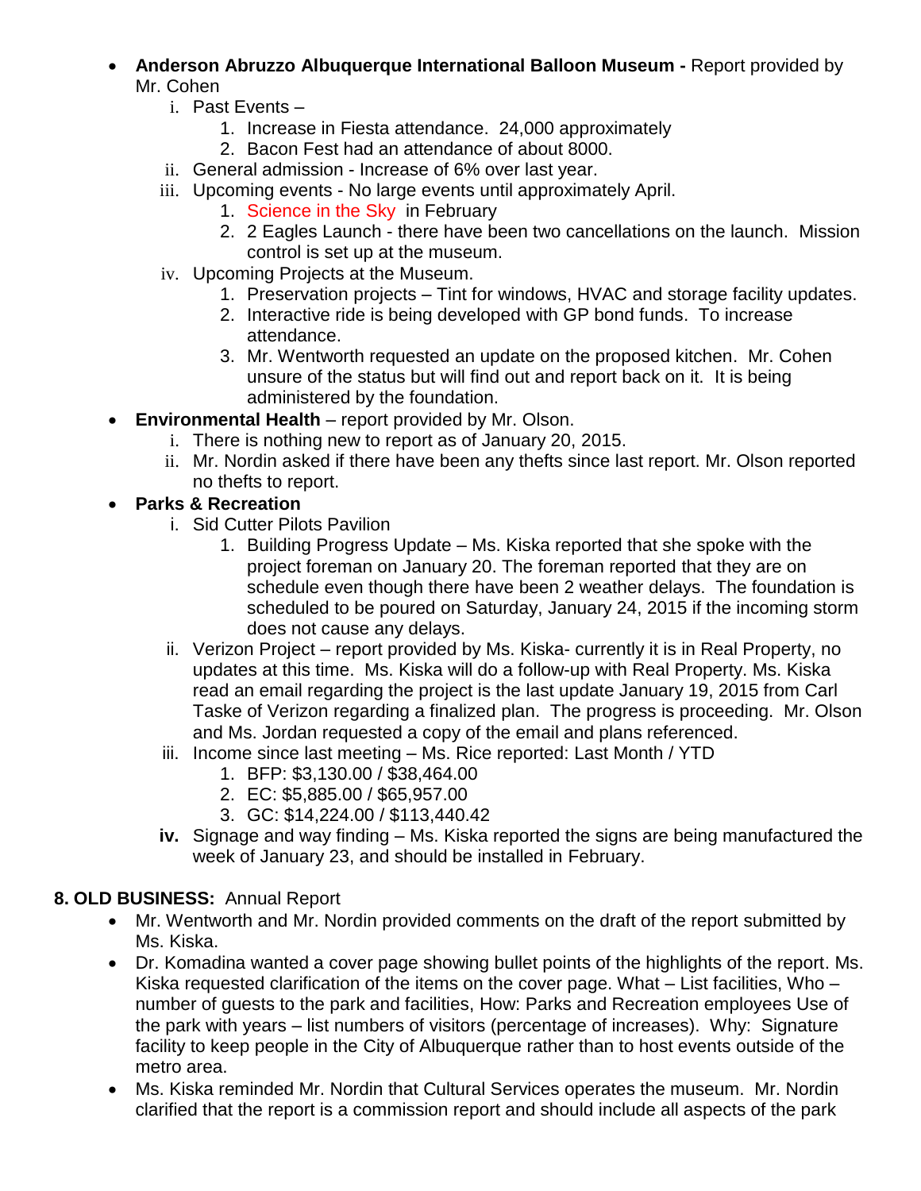- **Anderson Abruzzo Albuquerque International Balloon Museum -** Report provided by Mr. Cohen
  - i. Past Events –
    1. Increase in Fiesta attendance. 24,000 approximately
    2. Bacon Fest had an attendance of about 8000.
  - ii. General admission - Increase of 6% over last year.
  - iii. Upcoming events - No large events until approximately April.
    1. Science in the Sky in February
    2. 2 Eagles Launch - there have been two cancellations on the launch. Mission control is set up at the museum.
  - iv. Upcoming Projects at the Museum.
    1. Preservation projects – Tint for windows, HVAC and storage facility updates.
    2. Interactive ride is being developed with GP bond funds. To increase attendance.
    3. Mr. Wentworth requested an update on the proposed kitchen. Mr. Cohen unsure of the status but will find out and report back on it. It is being administered by the foundation.
- **Environmental Health** – report provided by Mr. Olson.
  - i. There is nothing new to report as of January 20, 2015.
  - ii. Mr. Nordin asked if there have been any thefts since last report. Mr. Olson reported no thefts to report.
- **Parks & Recreation**
  - i. Sid Cutter Pilots Pavilion
    1. Building Progress Update – Ms. Kiska reported that she spoke with the project foreman on January 20. The foreman reported that they are on schedule even though there have been 2 weather delays. The foundation is scheduled to be poured on Saturday, January 24, 2015 if the incoming storm does not cause any delays.
  - ii. Verizon Project – report provided by Ms. Kiska- currently it is in Real Property, no updates at this time. Ms. Kiska will do a follow-up with Real Property. Ms. Kiska read an email regarding the project is the last update January 19, 2015 from Carl Taske of Verizon regarding a finalized plan. The progress is proceeding. Mr. Olson and Ms. Jordan requested a copy of the email and plans referenced.
  - iii. Income since last meeting – Ms. Rice reported: Last Month / YTD
    1. BFP: $3,130.00 / $38,464.00
    2. EC: $5,885.00 / $65,957.00
    3. GC: $14,224.00 / $113,440.42
  - **iv.** Signage and way finding – Ms. Kiska reported the signs are being manufactured the week of January 23, and should be installed in February.

**8. OLD BUSINESS:** Annual Report

- Mr. Wentworth and Mr. Nordin provided comments on the draft of the report submitted by Ms. Kiska.
- Dr. Komadina wanted a cover page showing bullet points of the highlights of the report. Ms. Kiska requested clarification of the items on the cover page. What – List facilities, Who – number of guests to the park and facilities, How: Parks and Recreation employees Use of the park with years – list numbers of visitors (percentage of increases). Why: Signature facility to keep people in the City of Albuquerque rather than to host events outside of the metro area.
- Ms. Kiska reminded Mr. Nordin that Cultural Services operates the museum. Mr. Nordin clarified that the report is a commission report and should include all aspects of the park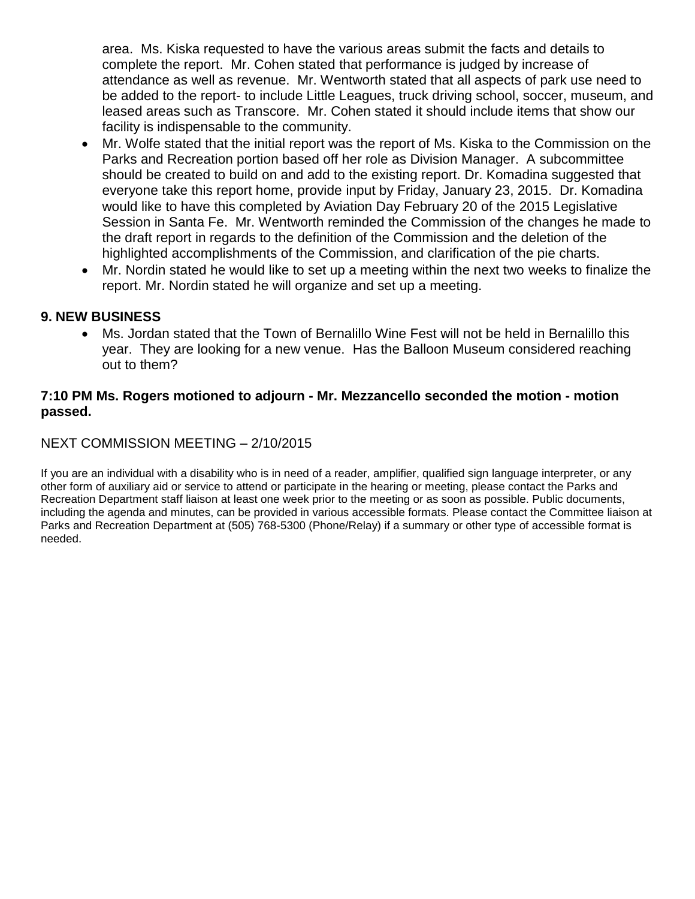area. Ms. Kiska requested to have the various areas submit the facts and details to complete the report. Mr. Cohen stated that performance is judged by increase of attendance as well as revenue. Mr. Wentworth stated that all aspects of park use need to be added to the report- to include Little Leagues, truck driving school, soccer, museum, and leased areas such as Transcore. Mr. Cohen stated it should include items that show our facility is indispensable to the community.

- Mr. Wolfe stated that the initial report was the report of Ms. Kiska to the Commission on the Parks and Recreation portion based off her role as Division Manager. A subcommittee should be created to build on and add to the existing report. Dr. Komadina suggested that everyone take this report home, provide input by Friday, January 23, 2015. Dr. Komadina would like to have this completed by Aviation Day February 20 of the 2015 Legislative Session in Santa Fe. Mr. Wentworth reminded the Commission of the changes he made to the draft report in regards to the definition of the Commission and the deletion of the highlighted accomplishments of the Commission, and clarification of the pie charts.
- Mr. Nordin stated he would like to set up a meeting within the next two weeks to finalize the report. Mr. Nordin stated he will organize and set up a meeting.

## 9. NEW BUSINESS

- Ms. Jordan stated that the Town of Bernalillo Wine Fest will not be held in Bernalillo this year. They are looking for a new venue. Has the Balloon Museum considered reaching out to them?

**7:10 PM Ms. Rogers motioned to adjourn - Mr. Mezzancello seconded the motion - motion passed.**

NEXT COMMISSION MEETING – 2/10/2015

If you are an individual with a disability who is in need of a reader, amplifier, qualified sign language interpreter, or any other form of auxiliary aid or service to attend or participate in the hearing or meeting, please contact the Parks and Recreation Department staff liaison at least one week prior to the meeting or as soon as possible. Public documents, including the agenda and minutes, can be provided in various accessible formats. Please contact the Committee liaison at Parks and Recreation Department at (505) 768-5300 (Phone/Relay) if a summary or other type of accessible format is needed.